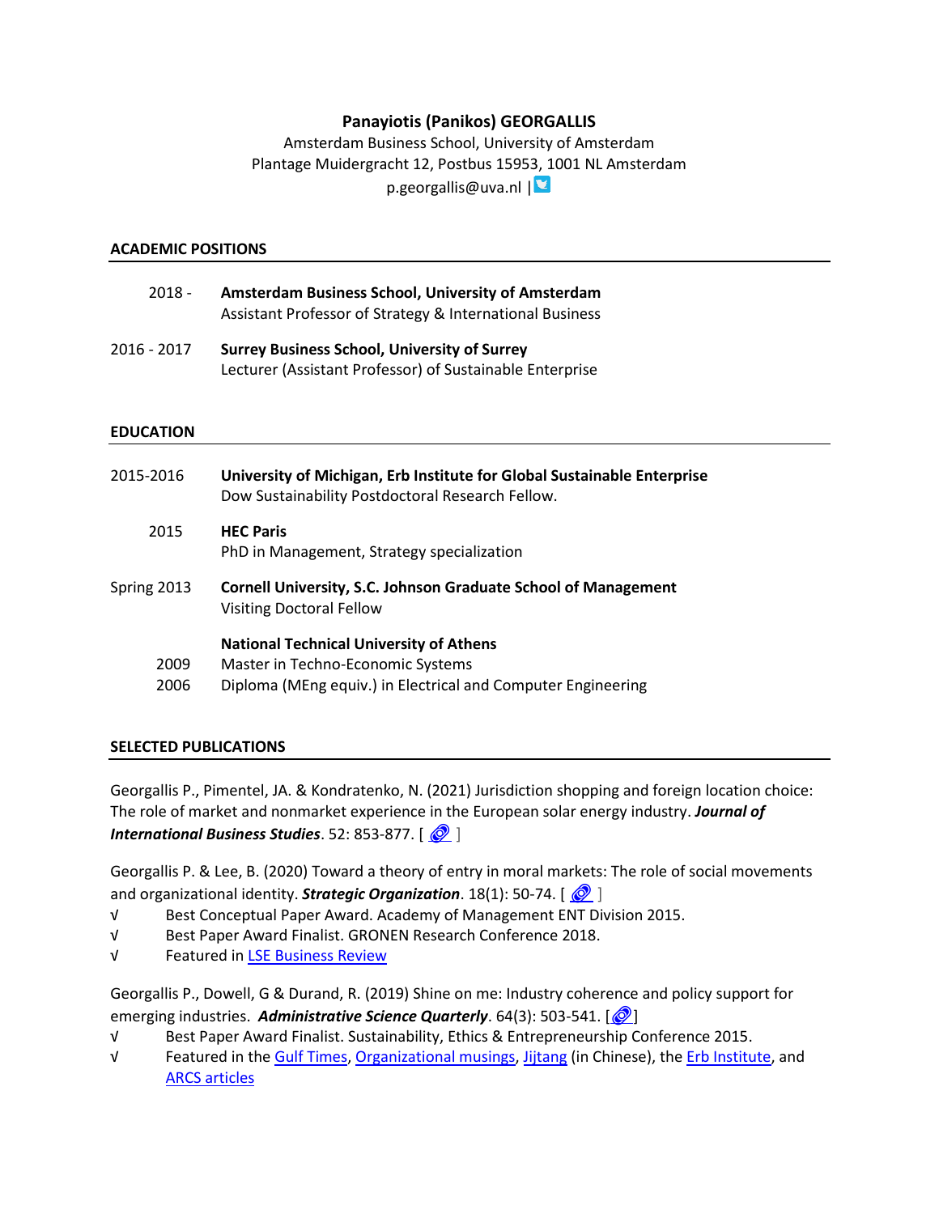**Panayiotis (Panikos) GEORGALLIS**

Amsterdam Business School, University of Amsterdam
Plantage Muidergracht 12, Postbus 15953, 1001 NL Amsterdam
p.georgallis@uva.nl |

## ACADEMIC POSITIONS

2018 - **Amsterdam Business School, University of Amsterdam**
Assistant Professor of Strategy & International Business

2016 - 2017 **Surrey Business School, University of Surrey**
Lecturer (Assistant Professor) of Sustainable Enterprise

## EDUCATION

2015-2016 **University of Michigan, Erb Institute for Global Sustainable Enterprise**
Dow Sustainability Postdoctoral Research Fellow.

2015 **HEC Paris**
PhD in Management, Strategy specialization

Spring 2013 **Cornell University, S.C. Johnson Graduate School of Management**
Visiting Doctoral Fellow

**National Technical University of Athens**
2009 Master in Techno-Economic Systems
2006 Diploma (MEng equiv.) in Electrical and Computer Engineering

## SELECTED PUBLICATIONS

Georgallis P., Pimentel, JA. & Kondratenko, N. (2021) Jurisdiction shopping and foreign location choice: The role of market and nonmarket experience in the European solar energy industry. ***Journal of International Business Studies***. 52: 853-877. [ ]

Georgallis P. & Lee, B. (2020) Toward a theory of entry in moral markets: The role of social movements and organizational identity. ***Strategic Organization***. 18(1): 50-74. [ ]

- √ Best Conceptual Paper Award. Academy of Management ENT Division 2015.
- √ Best Paper Award Finalist. GRONEN Research Conference 2018.
- √ Featured in LSE Business Review

Georgallis P., Dowell, G & Durand, R. (2019) Shine on me: Industry coherence and policy support for emerging industries. ***Administrative Science Quarterly***. 64(3): 503-541. [ ]

- √ Best Paper Award Finalist. Sustainability, Ethics & Entrepreneurship Conference 2015.
- √ Featured in the Gulf Times, Organizational musings, Jijtang (in Chinese), the Erb Institute, and ARCS articles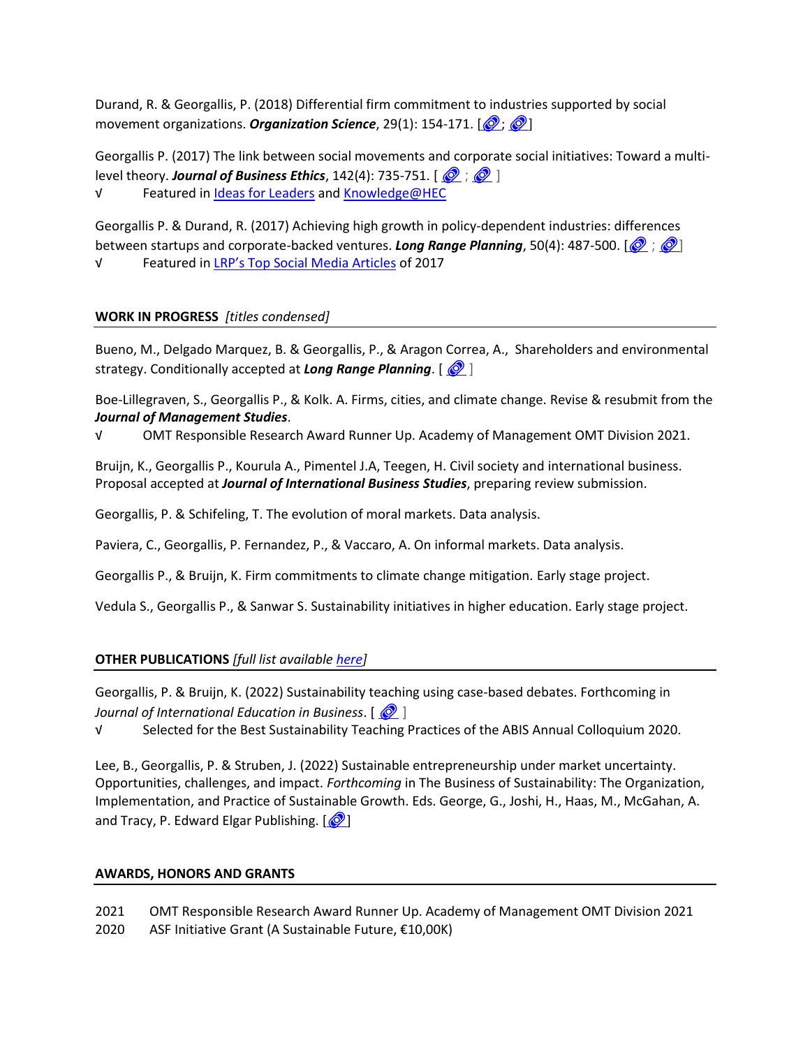Durand, R. & Georgallis, P. (2018) Differential firm commitment to industries supported by social movement organizations. ***Organization Science***, 29(1): 154-171. [🔗; 🔗]

Georgallis P. (2017) The link between social movements and corporate social initiatives: Toward a multi-level theory. ***Journal of Business Ethics***, 142(4): 735-751. [ 🔗 ; 🔗 ]

√ Featured in Ideas for Leaders and Knowledge@HEC

Georgallis P. & Durand, R. (2017) Achieving high growth in policy-dependent industries: differences between startups and corporate-backed ventures. ***Long Range Planning***, 50(4): 487-500. [🔗 ; 🔗]

√ Featured in LRP's Top Social Media Articles of 2017

## WORK IN PROGRESS *[titles condensed]*

Bueno, M., Delgado Marquez, B. & Georgallis, P., & Aragon Correa, A., Shareholders and environmental strategy. Conditionally accepted at ***Long Range Planning***. [ 🔗 ]

Boe-Lillegraven, S., Georgallis P., & Kolk. A. Firms, cities, and climate change. Revise & resubmit from the ***Journal of Management Studies***.

√ OMT Responsible Research Award Runner Up. Academy of Management OMT Division 2021.

Bruijn, K., Georgallis P., Kourula A., Pimentel J.A, Teegen, H. Civil society and international business. Proposal accepted at ***Journal of International Business Studies***, preparing review submission.

Georgallis, P. & Schifeling, T. The evolution of moral markets. Data analysis.

Paviera, C., Georgallis, P. Fernandez, P., & Vaccaro, A. On informal markets. Data analysis.

Georgallis P., & Bruijn, K. Firm commitments to climate change mitigation. Early stage project.

Vedula S., Georgallis P., & Sanwar S. Sustainability initiatives in higher education. Early stage project.

## OTHER PUBLICATIONS *[full list available here]*

Georgallis, P. & Bruijn, K. (2022) Sustainability teaching using case-based debates. Forthcoming in *Journal of International Education in Business*. [ 🔗 ]

√ Selected for the Best Sustainability Teaching Practices of the ABIS Annual Colloquium 2020.

Lee, B., Georgallis, P. & Struben, J. (2022) Sustainable entrepreneurship under market uncertainty. Opportunities, challenges, and impact. *Forthcoming* in The Business of Sustainability: The Organization, Implementation, and Practice of Sustainable Growth. Eds. George, G., Joshi, H., Haas, M., McGahan, A. and Tracy, P. Edward Elgar Publishing. [🔗]

## AWARDS, HONORS AND GRANTS

2021 OMT Responsible Research Award Runner Up. Academy of Management OMT Division 2021

2020 ASF Initiative Grant (A Sustainable Future, €10,00K)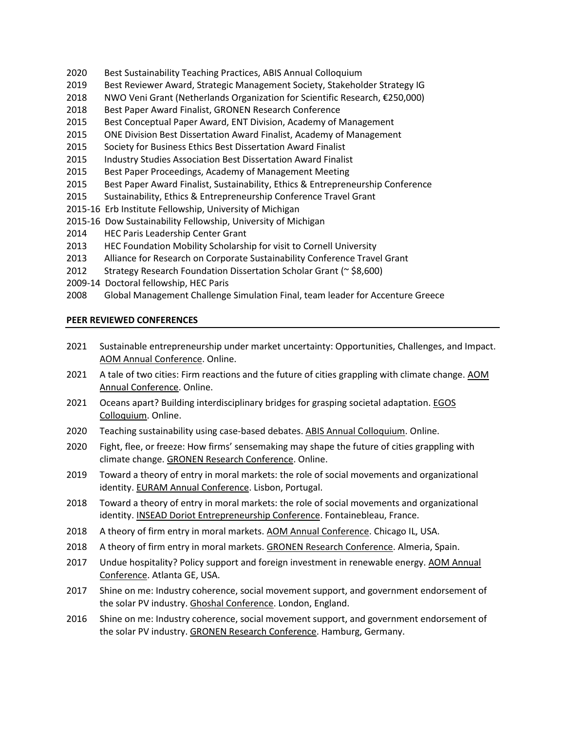2020 Best Sustainability Teaching Practices, ABIS Annual Colloquium
2019 Best Reviewer Award, Strategic Management Society, Stakeholder Strategy IG
2018 NWO Veni Grant (Netherlands Organization for Scientific Research, €250,000)
2018 Best Paper Award Finalist, GRONEN Research Conference
2015 Best Conceptual Paper Award, ENT Division, Academy of Management
2015 ONE Division Best Dissertation Award Finalist, Academy of Management
2015 Society for Business Ethics Best Dissertation Award Finalist
2015 Industry Studies Association Best Dissertation Award Finalist
2015 Best Paper Proceedings, Academy of Management Meeting
2015 Best Paper Award Finalist, Sustainability, Ethics & Entrepreneurship Conference
2015 Sustainability, Ethics & Entrepreneurship Conference Travel Grant
2015-16 Erb Institute Fellowship, University of Michigan
2015-16 Dow Sustainability Fellowship, University of Michigan
2014 HEC Paris Leadership Center Grant
2013 HEC Foundation Mobility Scholarship for visit to Cornell University
2013 Alliance for Research on Corporate Sustainability Conference Travel Grant
2012 Strategy Research Foundation Dissertation Scholar Grant (~ $8,600)
2009-14 Doctoral fellowship, HEC Paris
2008 Global Management Challenge Simulation Final, team leader for Accenture Greece

**PEER REVIEWED CONFERENCES**

2021 Sustainable entrepreneurship under market uncertainty: Opportunities, Challenges, and Impact. AOM Annual Conference. Online.

2021 A tale of two cities: Firm reactions and the future of cities grappling with climate change. AOM Annual Conference. Online.

2021 Oceans apart? Building interdisciplinary bridges for grasping societal adaptation. EGOS Colloquium. Online.

2020 Teaching sustainability using case-based debates. ABIS Annual Colloquium. Online.

2020 Fight, flee, or freeze: How firms' sensemaking may shape the future of cities grappling with climate change. GRONEN Research Conference. Online.

2019 Toward a theory of entry in moral markets: the role of social movements and organizational identity. EURAM Annual Conference. Lisbon, Portugal.

2018 Toward a theory of entry in moral markets: the role of social movements and organizational identity. INSEAD Doriot Entrepreneurship Conference. Fontainebleau, France.

2018 A theory of firm entry in moral markets. AOM Annual Conference. Chicago IL, USA.

2018 A theory of firm entry in moral markets. GRONEN Research Conference. Almeria, Spain.

2017 Undue hospitality? Policy support and foreign investment in renewable energy. AOM Annual Conference. Atlanta GE, USA.

2017 Shine on me: Industry coherence, social movement support, and government endorsement of the solar PV industry. Ghoshal Conference. London, England.

2016 Shine on me: Industry coherence, social movement support, and government endorsement of the solar PV industry. GRONEN Research Conference. Hamburg, Germany.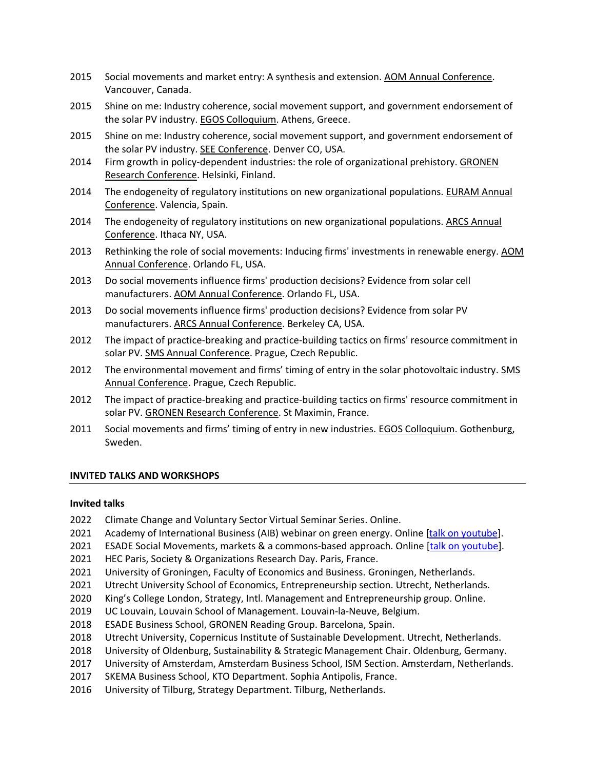2015 Social movements and market entry: A synthesis and extension. AOM Annual Conference. Vancouver, Canada.

2015 Shine on me: Industry coherence, social movement support, and government endorsement of the solar PV industry. EGOS Colloquium. Athens, Greece.

2015 Shine on me: Industry coherence, social movement support, and government endorsement of the solar PV industry. SEE Conference. Denver CO, USA.

2014 Firm growth in policy-dependent industries: the role of organizational prehistory. GRONEN Research Conference. Helsinki, Finland.

2014 The endogeneity of regulatory institutions on new organizational populations. EURAM Annual Conference. Valencia, Spain.

2014 The endogeneity of regulatory institutions on new organizational populations. ARCS Annual Conference. Ithaca NY, USA.

2013 Rethinking the role of social movements: Inducing firms' investments in renewable energy. AOM Annual Conference. Orlando FL, USA.

2013 Do social movements influence firms' production decisions? Evidence from solar cell manufacturers. AOM Annual Conference. Orlando FL, USA.

2013 Do social movements influence firms' production decisions? Evidence from solar PV manufacturers. ARCS Annual Conference. Berkeley CA, USA.

2012 The impact of practice-breaking and practice-building tactics on firms' resource commitment in solar PV. SMS Annual Conference. Prague, Czech Republic.

2012 The environmental movement and firms' timing of entry in the solar photovoltaic industry. SMS Annual Conference. Prague, Czech Republic.

2012 The impact of practice-breaking and practice-building tactics on firms' resource commitment in solar PV. GRONEN Research Conference. St Maximin, France.

2011 Social movements and firms' timing of entry in new industries. EGOS Colloquium. Gothenburg, Sweden.

## INVITED TALKS AND WORKSHOPS

### Invited talks

2022 Climate Change and Voluntary Sector Virtual Seminar Series. Online.
2021 Academy of International Business (AIB) webinar on green energy. Online [talk on youtube].
2021 ESADE Social Movements, markets & a commons-based approach. Online [talk on youtube].
2021 HEC Paris, Society & Organizations Research Day. Paris, France.
2021 University of Groningen, Faculty of Economics and Business. Groningen, Netherlands.
2021 Utrecht University School of Economics, Entrepreneurship section. Utrecht, Netherlands.
2020 King's College London, Strategy, Intl. Management and Entrepreneurship group. Online.
2019 UC Louvain, Louvain School of Management. Louvain-la-Neuve, Belgium.
2018 ESADE Business School, GRONEN Reading Group. Barcelona, Spain.
2018 Utrecht University, Copernicus Institute of Sustainable Development. Utrecht, Netherlands.
2018 University of Oldenburg, Sustainability & Strategic Management Chair. Oldenburg, Germany.
2017 University of Amsterdam, Amsterdam Business School, ISM Section. Amsterdam, Netherlands.
2017 SKEMA Business School, KTO Department. Sophia Antipolis, France.
2016 University of Tilburg, Strategy Department. Tilburg, Netherlands.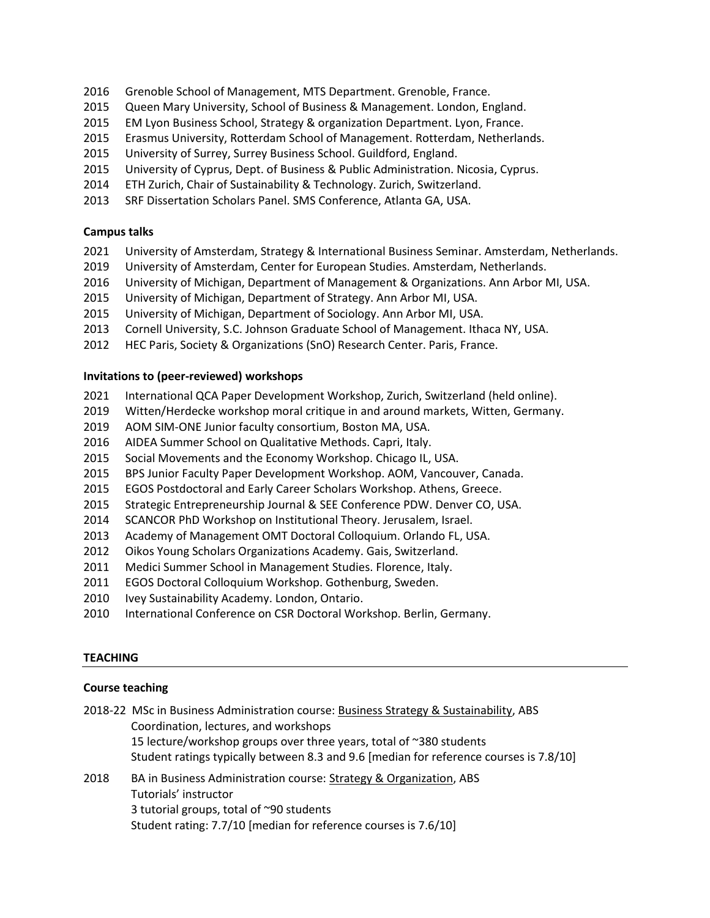2016 Grenoble School of Management, MTS Department. Grenoble, France.
2015 Queen Mary University, School of Business & Management. London, England.
2015 EM Lyon Business School, Strategy & organization Department. Lyon, France.
2015 Erasmus University, Rotterdam School of Management. Rotterdam, Netherlands.
2015 University of Surrey, Surrey Business School. Guildford, England.
2015 University of Cyprus, Dept. of Business & Public Administration. Nicosia, Cyprus.
2014 ETH Zurich, Chair of Sustainability & Technology. Zurich, Switzerland.
2013 SRF Dissertation Scholars Panel. SMS Conference, Atlanta GA, USA.

**Campus talks**

2021 University of Amsterdam, Strategy & International Business Seminar. Amsterdam, Netherlands.
2019 University of Amsterdam, Center for European Studies. Amsterdam, Netherlands.
2016 University of Michigan, Department of Management & Organizations. Ann Arbor MI, USA.
2015 University of Michigan, Department of Strategy. Ann Arbor MI, USA.
2015 University of Michigan, Department of Sociology. Ann Arbor MI, USA.
2013 Cornell University, S.C. Johnson Graduate School of Management. Ithaca NY, USA.
2012 HEC Paris, Society & Organizations (SnO) Research Center. Paris, France.

**Invitations to (peer-reviewed) workshops**

2021 International QCA Paper Development Workshop, Zurich, Switzerland (held online).
2019 Witten/Herdecke workshop moral critique in and around markets, Witten, Germany.
2019 AOM SIM-ONE Junior faculty consortium, Boston MA, USA.
2016 AIDEA Summer School on Qualitative Methods. Capri, Italy.
2015 Social Movements and the Economy Workshop. Chicago IL, USA.
2015 BPS Junior Faculty Paper Development Workshop. AOM, Vancouver, Canada.
2015 EGOS Postdoctoral and Early Career Scholars Workshop. Athens, Greece.
2015 Strategic Entrepreneurship Journal & SEE Conference PDW. Denver CO, USA.
2014 SCANCOR PhD Workshop on Institutional Theory. Jerusalem, Israel.
2013 Academy of Management OMT Doctoral Colloquium. Orlando FL, USA.
2012 Oikos Young Scholars Organizations Academy. Gais, Switzerland.
2011 Medici Summer School in Management Studies. Florence, Italy.
2011 EGOS Doctoral Colloquium Workshop. Gothenburg, Sweden.
2010 Ivey Sustainability Academy. London, Ontario.
2010 International Conference on CSR Doctoral Workshop. Berlin, Germany.

## TEACHING

**Course teaching**

2018-22 MSc in Business Administration course: Business Strategy & Sustainability, ABS
Coordination, lectures, and workshops
15 lecture/workshop groups over three years, total of ~380 students
Student ratings typically between 8.3 and 9.6 [median for reference courses is 7.8/10]

2018 BA in Business Administration course: Strategy & Organization, ABS
Tutorials' instructor
3 tutorial groups, total of ~90 students
Student rating: 7.7/10 [median for reference courses is 7.6/10]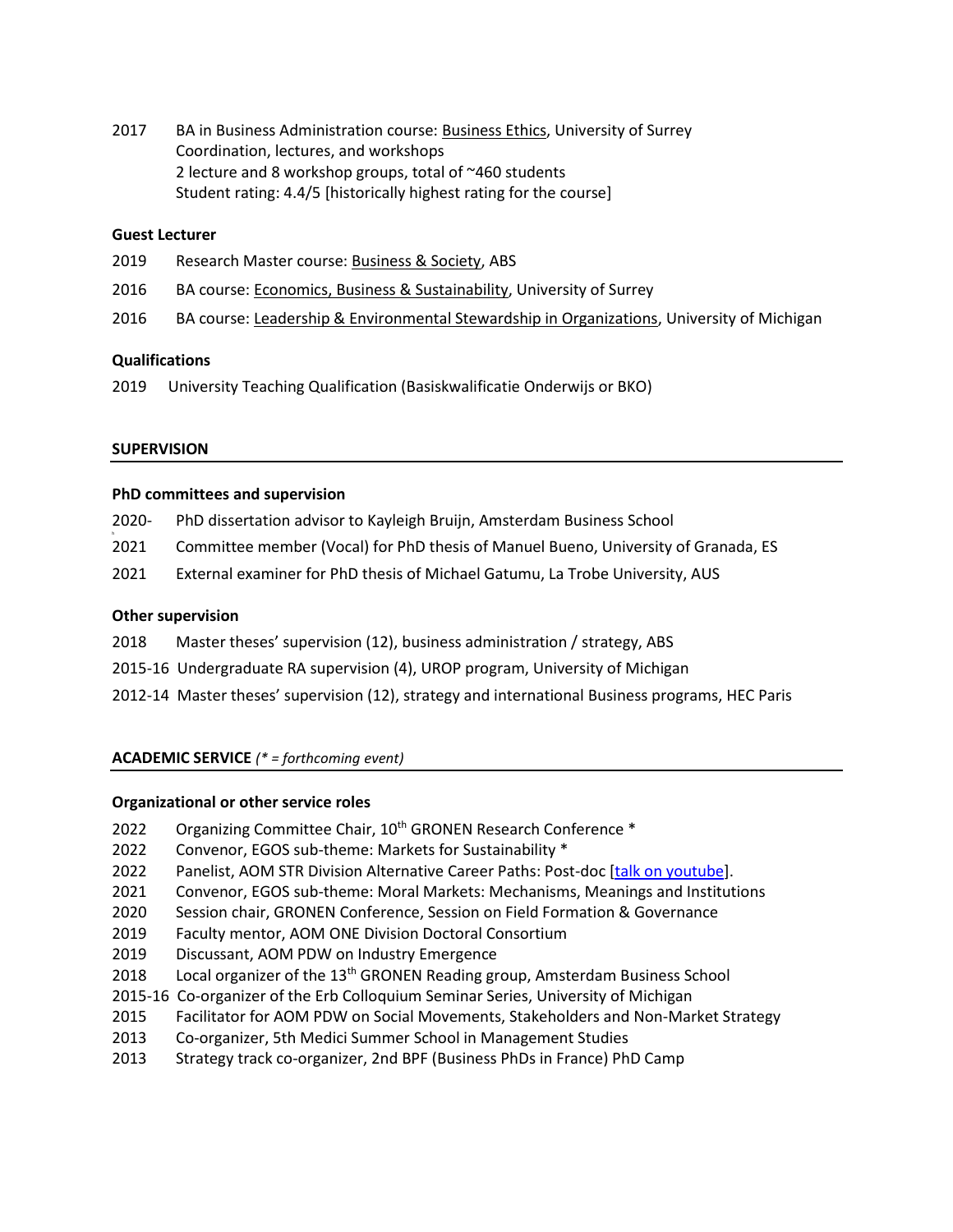2017 BA in Business Administration course: Business Ethics, University of Surrey
Coordination, lectures, and workshops
2 lecture and 8 workshop groups, total of ~460 students
Student rating: 4.4/5 [historically highest rating for the course]

**Guest Lecturer**

2019 Research Master course: Business & Society, ABS

2016 BA course: Economics, Business & Sustainability, University of Surrey

2016 BA course: Leadership & Environmental Stewardship in Organizations, University of Michigan

**Qualifications**

2019 University Teaching Qualification (Basiskwalificatie Onderwijs or BKO)

## SUPERVISION

**PhD committees and supervision**

2020- PhD dissertation advisor to Kayleigh Bruijn, Amsterdam Business School

2021 Committee member (Vocal) for PhD thesis of Manuel Bueno, University of Granada, ES

2021 External examiner for PhD thesis of Michael Gatumu, La Trobe University, AUS

**Other supervision**

2018 Master theses' supervision (12), business administration / strategy, ABS

2015-16 Undergraduate RA supervision (4), UROP program, University of Michigan

2012-14 Master theses' supervision (12), strategy and international Business programs, HEC Paris

## ACADEMIC SERVICE *(* = forthcoming event)*

**Organizational or other service roles**

2022 Organizing Committee Chair, 10th GRONEN Research Conference *
2022 Convenor, EGOS sub-theme: Markets for Sustainability *
2022 Panelist, AOM STR Division Alternative Career Paths: Post-doc [talk on youtube].
2021 Convenor, EGOS sub-theme: Moral Markets: Mechanisms, Meanings and Institutions
2020 Session chair, GRONEN Conference, Session on Field Formation & Governance
2019 Faculty mentor, AOM ONE Division Doctoral Consortium
2019 Discussant, AOM PDW on Industry Emergence
2018 Local organizer of the 13th GRONEN Reading group, Amsterdam Business School
2015-16 Co-organizer of the Erb Colloquium Seminar Series, University of Michigan
2015 Facilitator for AOM PDW on Social Movements, Stakeholders and Non-Market Strategy
2013 Co-organizer, 5th Medici Summer School in Management Studies
2013 Strategy track co-organizer, 2nd BPF (Business PhDs in France) PhD Camp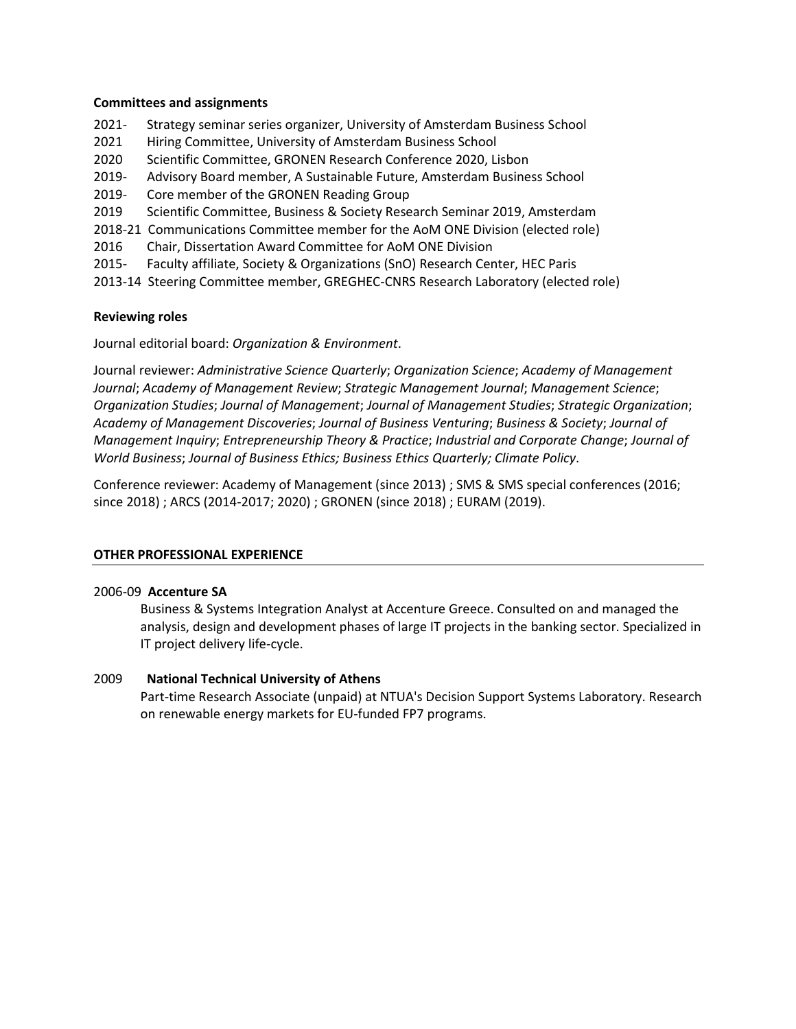**Committees and assignments**

2021- Strategy seminar series organizer, University of Amsterdam Business School
2021 Hiring Committee, University of Amsterdam Business School
2020 Scientific Committee, GRONEN Research Conference 2020, Lisbon
2019- Advisory Board member, A Sustainable Future, Amsterdam Business School
2019- Core member of the GRONEN Reading Group
2019 Scientific Committee, Business & Society Research Seminar 2019, Amsterdam
2018-21 Communications Committee member for the AoM ONE Division (elected role)
2016 Chair, Dissertation Award Committee for AoM ONE Division
2015- Faculty affiliate, Society & Organizations (SnO) Research Center, HEC Paris
2013-14 Steering Committee member, GREGHEC-CNRS Research Laboratory (elected role)

**Reviewing roles**

Journal editorial board: *Organization & Environment*.

Journal reviewer: *Administrative Science Quarterly*; *Organization Science*; *Academy of Management Journal*; *Academy of Management Review*; *Strategic Management Journal*; *Management Science*; *Organization Studies*; *Journal of Management*; *Journal of Management Studies*; *Strategic Organization*; *Academy of Management Discoveries*; *Journal of Business Venturing*; *Business & Society*; *Journal of Management Inquiry*; *Entrepreneurship Theory & Practice*; *Industrial and Corporate Change*; *Journal of World Business*; *Journal of Business Ethics; Business Ethics Quarterly; Climate Policy*.

Conference reviewer: Academy of Management (since 2013) ; SMS & SMS special conferences (2016; since 2018) ; ARCS (2014-2017; 2020) ; GRONEN (since 2018) ; EURAM (2019).

## OTHER PROFESSIONAL EXPERIENCE

2006-09 **Accenture SA**

Business & Systems Integration Analyst at Accenture Greece. Consulted on and managed the analysis, design and development phases of large IT projects in the banking sector. Specialized in IT project delivery life-cycle.

2009 **National Technical University of Athens**

Part-time Research Associate (unpaid) at NTUA's Decision Support Systems Laboratory. Research on renewable energy markets for EU-funded FP7 programs.